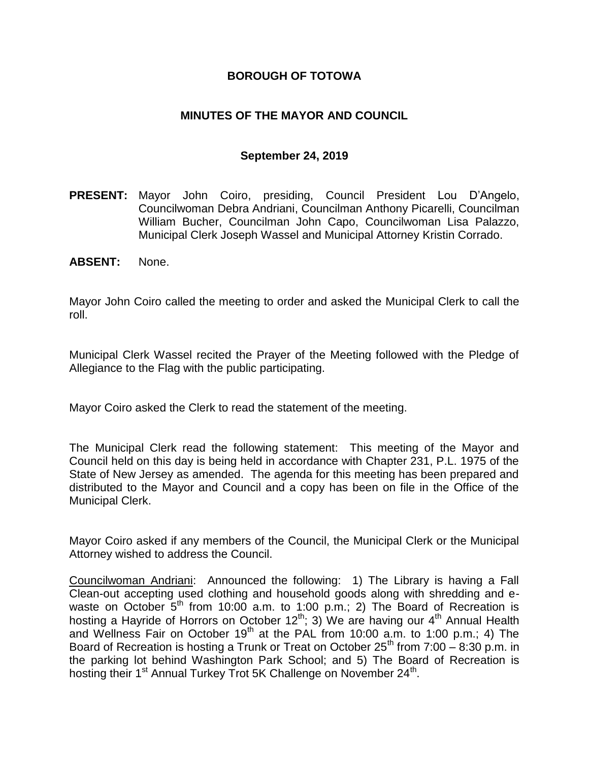# BOROUGH OF TOTOWA

## MINUTES OF THE MAYOR AND COUNCIL

### September 24, 2019

**PRESENT:** Mayor John Coiro, presiding, Council President Lou D'Angelo, Councilwoman Debra Andriani, Councilman Anthony Picarelli, Councilman William Bucher, Councilman John Capo, Councilwoman Lisa Palazzo, Municipal Clerk Joseph Wassel and Municipal Attorney Kristin Corrado.

**ABSENT:** None.

Mayor John Coiro called the meeting to order and asked the Municipal Clerk to call the roll.

Municipal Clerk Wassel recited the Prayer of the Meeting followed with the Pledge of Allegiance to the Flag with the public participating.

Mayor Coiro asked the Clerk to read the statement of the meeting.

The Municipal Clerk read the following statement: This meeting of the Mayor and Council held on this day is being held in accordance with Chapter 231, P.L. 1975 of the State of New Jersey as amended. The agenda for this meeting has been prepared and distributed to the Mayor and Council and a copy has been on file in the Office of the Municipal Clerk.

Mayor Coiro asked if any members of the Council, the Municipal Clerk or the Municipal Attorney wished to address the Council.

Councilwoman Andriani: Announced the following: 1) The Library is having a Fall Clean-out accepting used clothing and household goods along with shredding and e-waste on October 5th from 10:00 a.m. to 1:00 p.m.; 2) The Board of Recreation is hosting a Hayride of Horrors on October 12th; 3) We are having our 4th Annual Health and Wellness Fair on October 19th at the PAL from 10:00 a.m. to 1:00 p.m.; 4) The Board of Recreation is hosting a Trunk or Treat on October 25th from 7:00 – 8:30 p.m. in the parking lot behind Washington Park School; and 5) The Board of Recreation is hosting their 1st Annual Turkey Trot 5K Challenge on November 24th.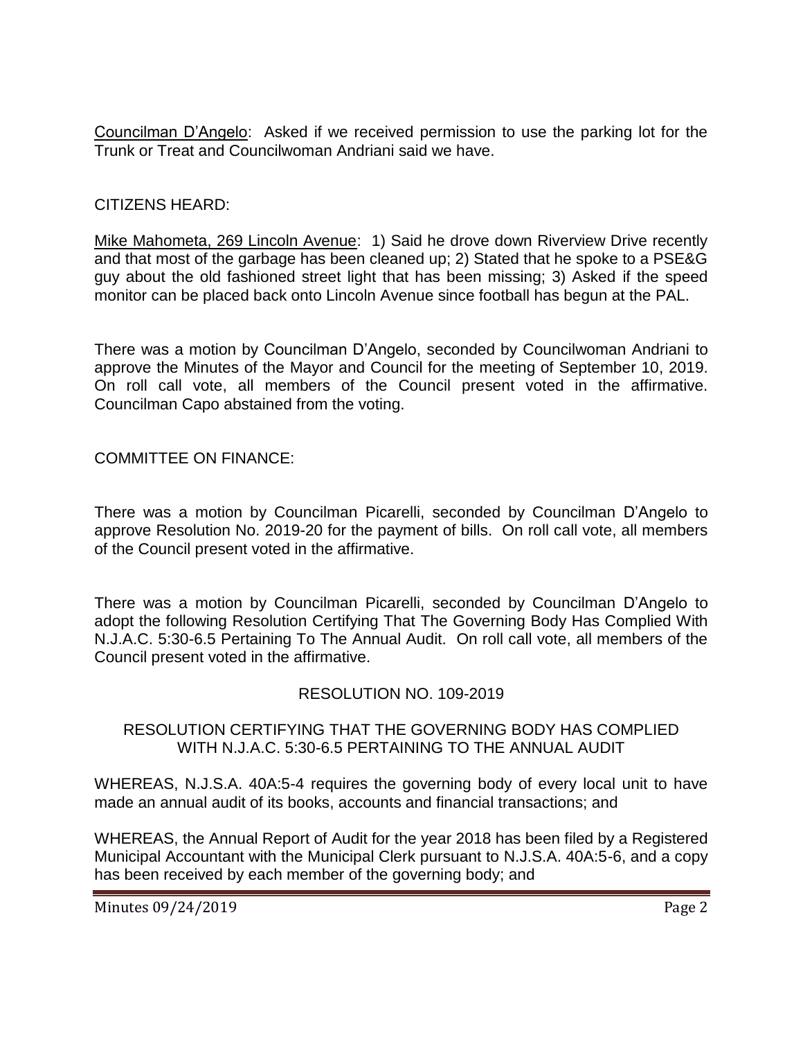<u>Councilman D'Angelo</u>: Asked if we received permission to use the parking lot for the Trunk or Treat and Councilwoman Andriani said we have.

CITIZENS HEARD:

<u>Mike Mahometa, 269 Lincoln Avenue</u>: 1) Said he drove down Riverview Drive recently and that most of the garbage has been cleaned up; 2) Stated that he spoke to a PSE&G guy about the old fashioned street light that has been missing; 3) Asked if the speed monitor can be placed back onto Lincoln Avenue since football has begun at the PAL.

There was a motion by Councilman D'Angelo, seconded by Councilwoman Andriani to approve the Minutes of the Mayor and Council for the meeting of September 10, 2019. On roll call vote, all members of the Council present voted in the affirmative. Councilman Capo abstained from the voting.

COMMITTEE ON FINANCE:

There was a motion by Councilman Picarelli, seconded by Councilman D'Angelo to approve Resolution No. 2019-20 for the payment of bills. On roll call vote, all members of the Council present voted in the affirmative.

There was a motion by Councilman Picarelli, seconded by Councilman D'Angelo to adopt the following Resolution Certifying That The Governing Body Has Complied With N.J.A.C. 5:30-6.5 Pertaining To The Annual Audit. On roll call vote, all members of the Council present voted in the affirmative.

RESOLUTION NO. 109-2019

RESOLUTION CERTIFYING THAT THE GOVERNING BODY HAS COMPLIED WITH N.J.A.C. 5:30-6.5 PERTAINING TO THE ANNUAL AUDIT

WHEREAS, N.J.S.A. 40A:5-4 requires the governing body of every local unit to have made an annual audit of its books, accounts and financial transactions; and

WHEREAS, the Annual Report of Audit for the year 2018 has been filed by a Registered Municipal Accountant with the Municipal Clerk pursuant to N.J.S.A. 40A:5-6, and a copy has been received by each member of the governing body; and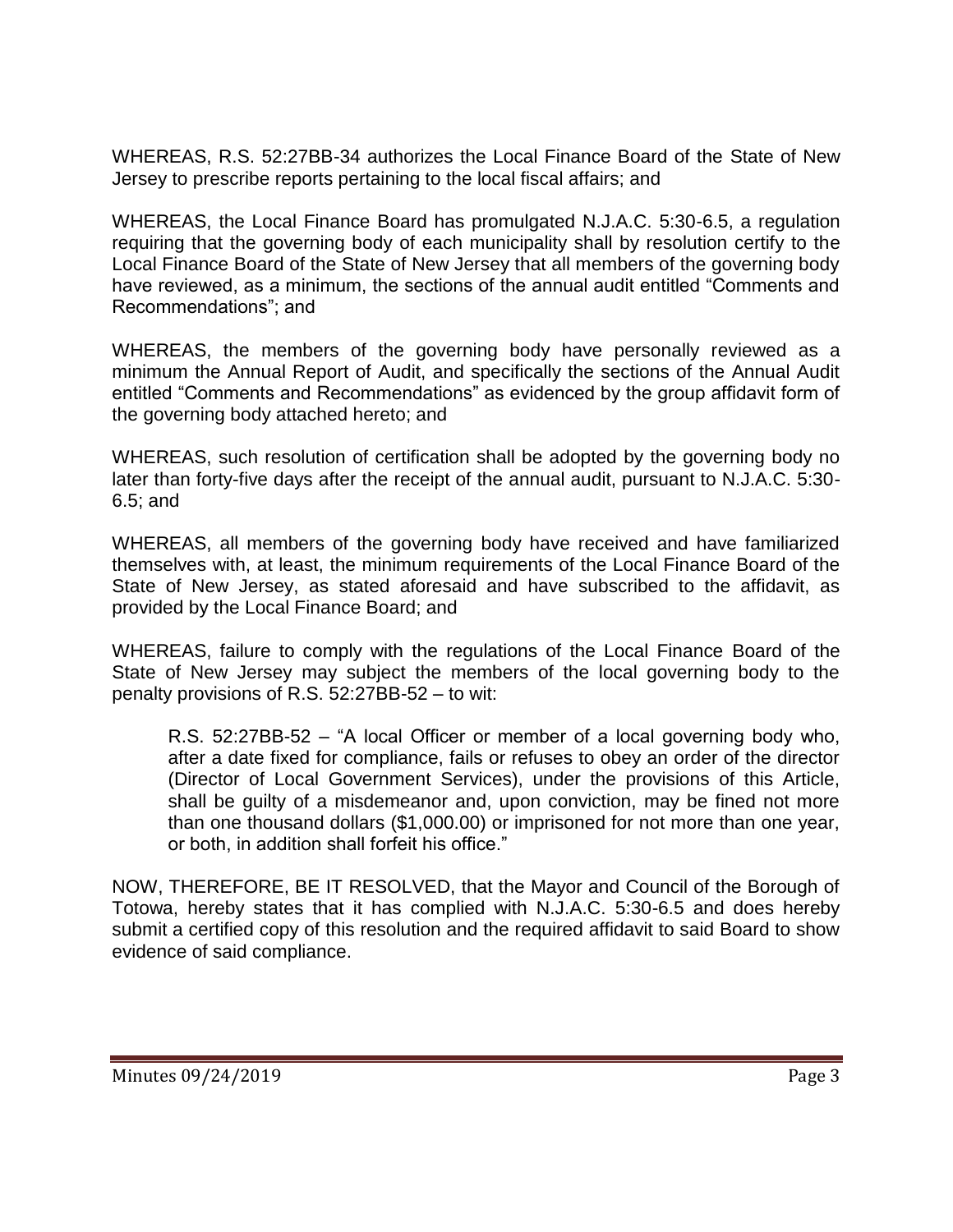WHEREAS, R.S. 52:27BB-34 authorizes the Local Finance Board of the State of New Jersey to prescribe reports pertaining to the local fiscal affairs; and

WHEREAS, the Local Finance Board has promulgated N.J.A.C. 5:30-6.5, a regulation requiring that the governing body of each municipality shall by resolution certify to the Local Finance Board of the State of New Jersey that all members of the governing body have reviewed, as a minimum, the sections of the annual audit entitled "Comments and Recommendations"; and

WHEREAS, the members of the governing body have personally reviewed as a minimum the Annual Report of Audit, and specifically the sections of the Annual Audit entitled "Comments and Recommendations" as evidenced by the group affidavit form of the governing body attached hereto; and

WHEREAS, such resolution of certification shall be adopted by the governing body no later than forty-five days after the receipt of the annual audit, pursuant to N.J.A.C. 5:30-6.5; and

WHEREAS, all members of the governing body have received and have familiarized themselves with, at least, the minimum requirements of the Local Finance Board of the State of New Jersey, as stated aforesaid and have subscribed to the affidavit, as provided by the Local Finance Board; and

WHEREAS, failure to comply with the regulations of the Local Finance Board of the State of New Jersey may subject the members of the local governing body to the penalty provisions of R.S. 52:27BB-52 – to wit:

> R.S. 52:27BB-52 – "A local Officer or member of a local governing body who, after a date fixed for compliance, fails or refuses to obey an order of the director (Director of Local Government Services), under the provisions of this Article, shall be guilty of a misdemeanor and, upon conviction, may be fined not more than one thousand dollars ($1,000.00) or imprisoned for not more than one year, or both, in addition shall forfeit his office."

NOW, THEREFORE, BE IT RESOLVED, that the Mayor and Council of the Borough of Totowa, hereby states that it has complied with N.J.A.C. 5:30-6.5 and does hereby submit a certified copy of this resolution and the required affidavit to said Board to show evidence of said compliance.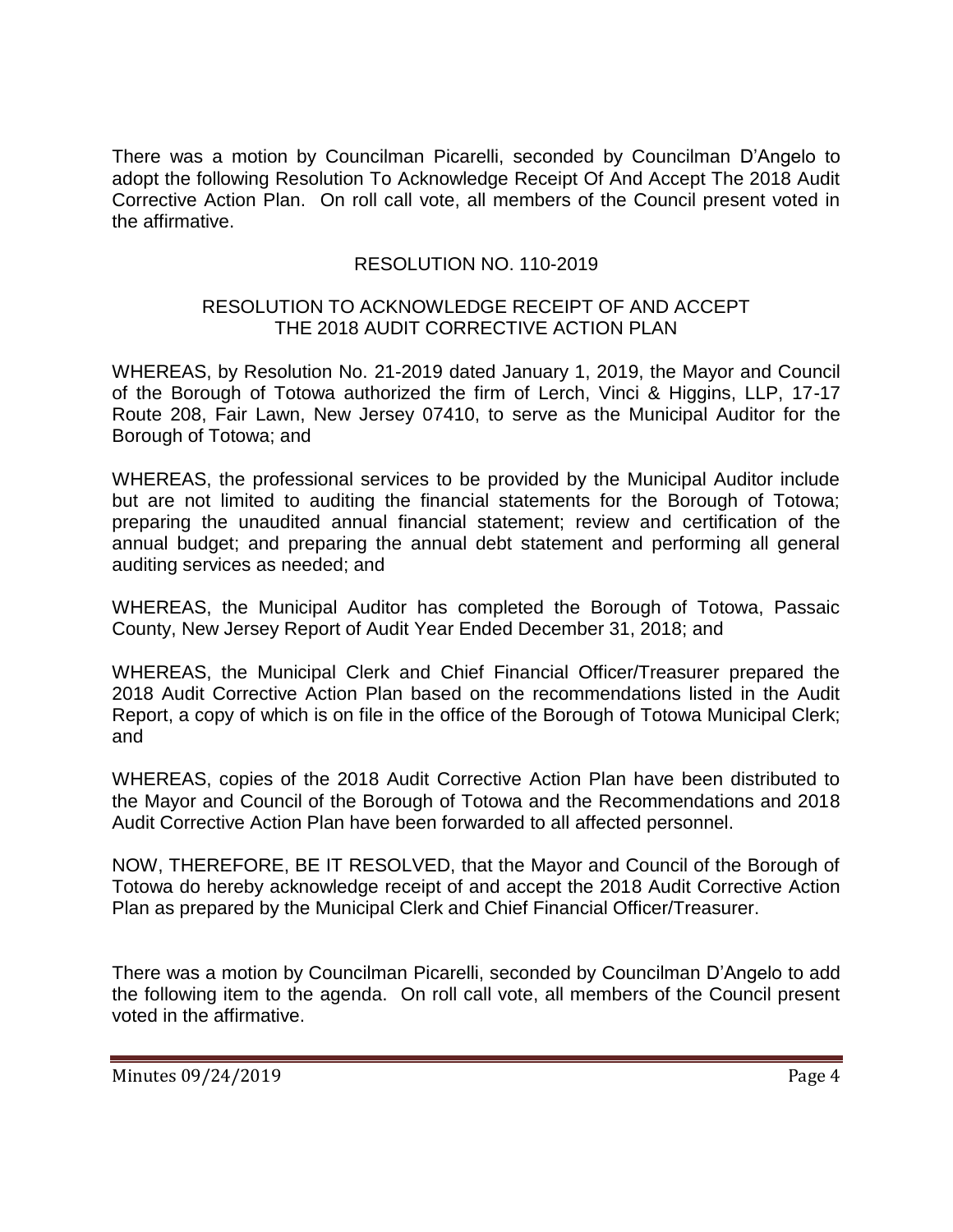There was a motion by Councilman Picarelli, seconded by Councilman D'Angelo to adopt the following Resolution To Acknowledge Receipt Of And Accept The 2018 Audit Corrective Action Plan. On roll call vote, all members of the Council present voted in the affirmative.

RESOLUTION NO. 110-2019

RESOLUTION TO ACKNOWLEDGE RECEIPT OF AND ACCEPT THE 2018 AUDIT CORRECTIVE ACTION PLAN

WHEREAS, by Resolution No. 21-2019 dated January 1, 2019, the Mayor and Council of the Borough of Totowa authorized the firm of Lerch, Vinci & Higgins, LLP, 17-17 Route 208, Fair Lawn, New Jersey 07410, to serve as the Municipal Auditor for the Borough of Totowa; and

WHEREAS, the professional services to be provided by the Municipal Auditor include but are not limited to auditing the financial statements for the Borough of Totowa; preparing the unaudited annual financial statement; review and certification of the annual budget; and preparing the annual debt statement and performing all general auditing services as needed; and

WHEREAS, the Municipal Auditor has completed the Borough of Totowa, Passaic County, New Jersey Report of Audit Year Ended December 31, 2018; and

WHEREAS, the Municipal Clerk and Chief Financial Officer/Treasurer prepared the 2018 Audit Corrective Action Plan based on the recommendations listed in the Audit Report, a copy of which is on file in the office of the Borough of Totowa Municipal Clerk; and

WHEREAS, copies of the 2018 Audit Corrective Action Plan have been distributed to the Mayor and Council of the Borough of Totowa and the Recommendations and 2018 Audit Corrective Action Plan have been forwarded to all affected personnel.

NOW, THEREFORE, BE IT RESOLVED, that the Mayor and Council of the Borough of Totowa do hereby acknowledge receipt of and accept the 2018 Audit Corrective Action Plan as prepared by the Municipal Clerk and Chief Financial Officer/Treasurer.

There was a motion by Councilman Picarelli, seconded by Councilman D'Angelo to add the following item to the agenda. On roll call vote, all members of the Council present voted in the affirmative.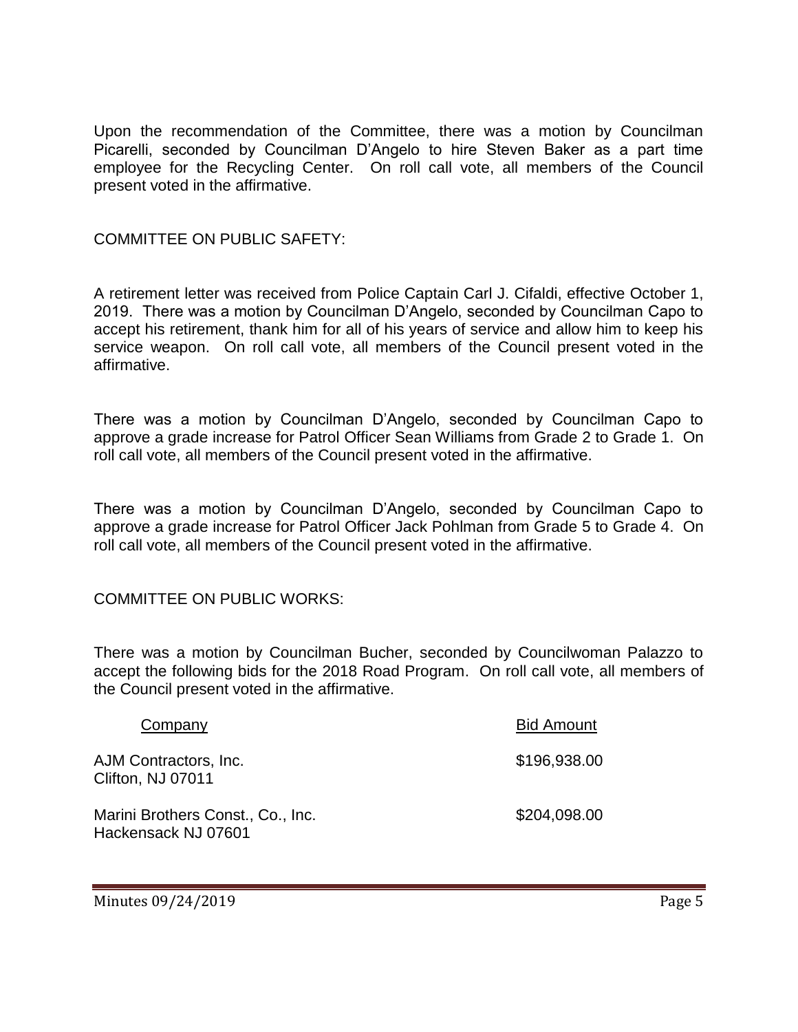Upon the recommendation of the Committee, there was a motion by Councilman Picarelli, seconded by Councilman D'Angelo to hire Steven Baker as a part time employee for the Recycling Center. On roll call vote, all members of the Council present voted in the affirmative.

COMMITTEE ON PUBLIC SAFETY:

A retirement letter was received from Police Captain Carl J. Cifaldi, effective October 1, 2019. There was a motion by Councilman D'Angelo, seconded by Councilman Capo to accept his retirement, thank him for all of his years of service and allow him to keep his service weapon. On roll call vote, all members of the Council present voted in the affirmative.

There was a motion by Councilman D'Angelo, seconded by Councilman Capo to approve a grade increase for Patrol Officer Sean Williams from Grade 2 to Grade 1. On roll call vote, all members of the Council present voted in the affirmative.

There was a motion by Councilman D'Angelo, seconded by Councilman Capo to approve a grade increase for Patrol Officer Jack Pohlman from Grade 5 to Grade 4. On roll call vote, all members of the Council present voted in the affirmative.

COMMITTEE ON PUBLIC WORKS:

There was a motion by Councilman Bucher, seconded by Councilwoman Palazzo to accept the following bids for the 2018 Road Program. On roll call vote, all members of the Council present voted in the affirmative.

| Company | Bid Amount |
|---|---|
| AJM Contractors, Inc.<br>Clifton, NJ 07011 | $196,938.00 |
| Marini Brothers Const., Co., Inc.<br>Hackensack NJ 07601 | $204,098.00 |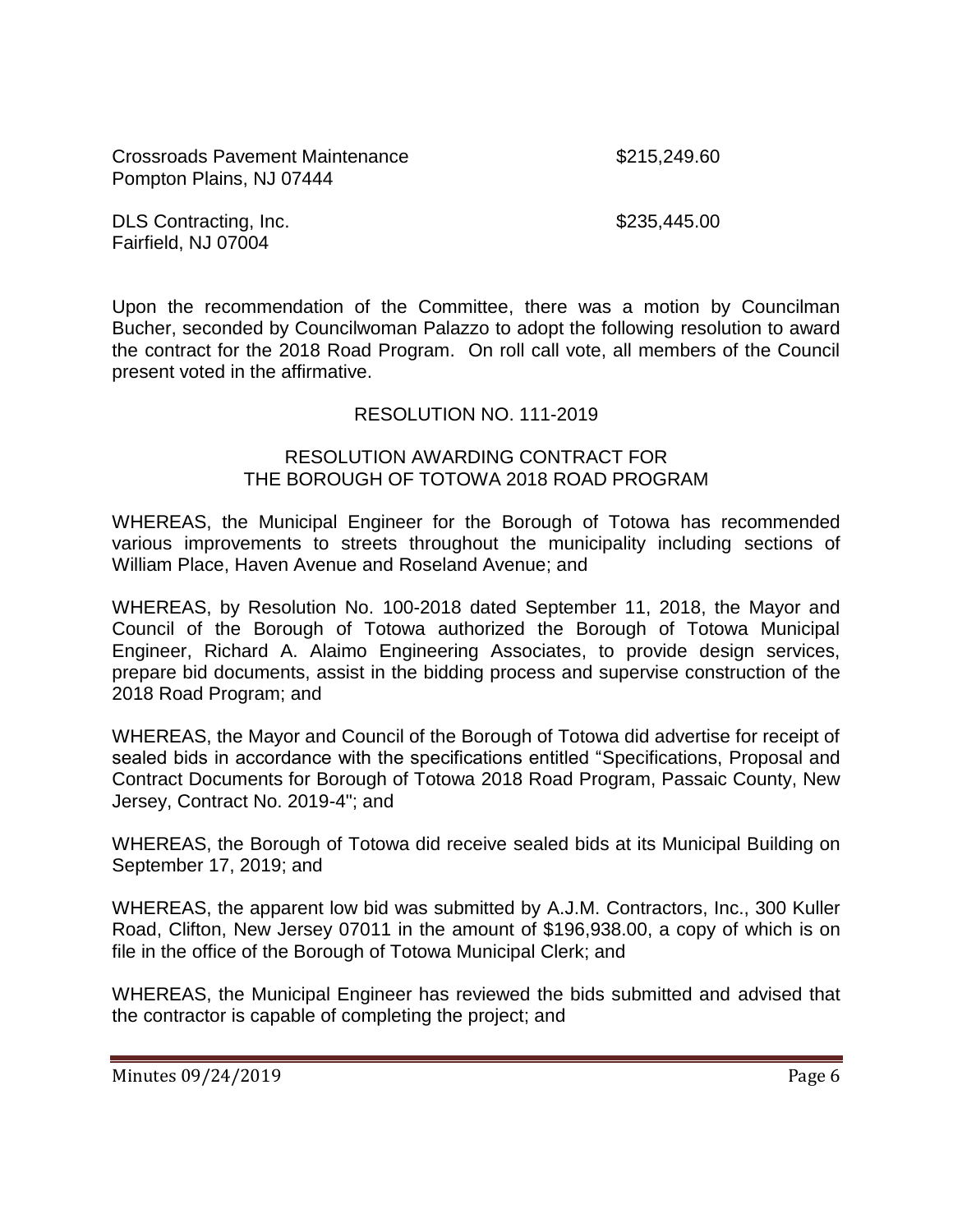Crossroads Pavement Maintenance $215,249.60
Pompton Plains, NJ 07444

DLS Contracting, Inc. $235,445.00
Fairfield, NJ 07004

Upon the recommendation of the Committee, there was a motion by Councilman Bucher, seconded by Councilwoman Palazzo to adopt the following resolution to award the contract for the 2018 Road Program. On roll call vote, all members of the Council present voted in the affirmative.

RESOLUTION NO. 111-2019

RESOLUTION AWARDING CONTRACT FOR THE BOROUGH OF TOTOWA 2018 ROAD PROGRAM

WHEREAS, the Municipal Engineer for the Borough of Totowa has recommended various improvements to streets throughout the municipality including sections of William Place, Haven Avenue and Roseland Avenue; and

WHEREAS, by Resolution No. 100-2018 dated September 11, 2018, the Mayor and Council of the Borough of Totowa authorized the Borough of Totowa Municipal Engineer, Richard A. Alaimo Engineering Associates, to provide design services, prepare bid documents, assist in the bidding process and supervise construction of the 2018 Road Program; and

WHEREAS, the Mayor and Council of the Borough of Totowa did advertise for receipt of sealed bids in accordance with the specifications entitled "Specifications, Proposal and Contract Documents for Borough of Totowa 2018 Road Program, Passaic County, New Jersey, Contract No. 2019-4"; and

WHEREAS, the Borough of Totowa did receive sealed bids at its Municipal Building on September 17, 2019; and

WHEREAS, the apparent low bid was submitted by A.J.M. Contractors, Inc., 300 Kuller Road, Clifton, New Jersey 07011 in the amount of $196,938.00, a copy of which is on file in the office of the Borough of Totowa Municipal Clerk; and

WHEREAS, the Municipal Engineer has reviewed the bids submitted and advised that the contractor is capable of completing the project; and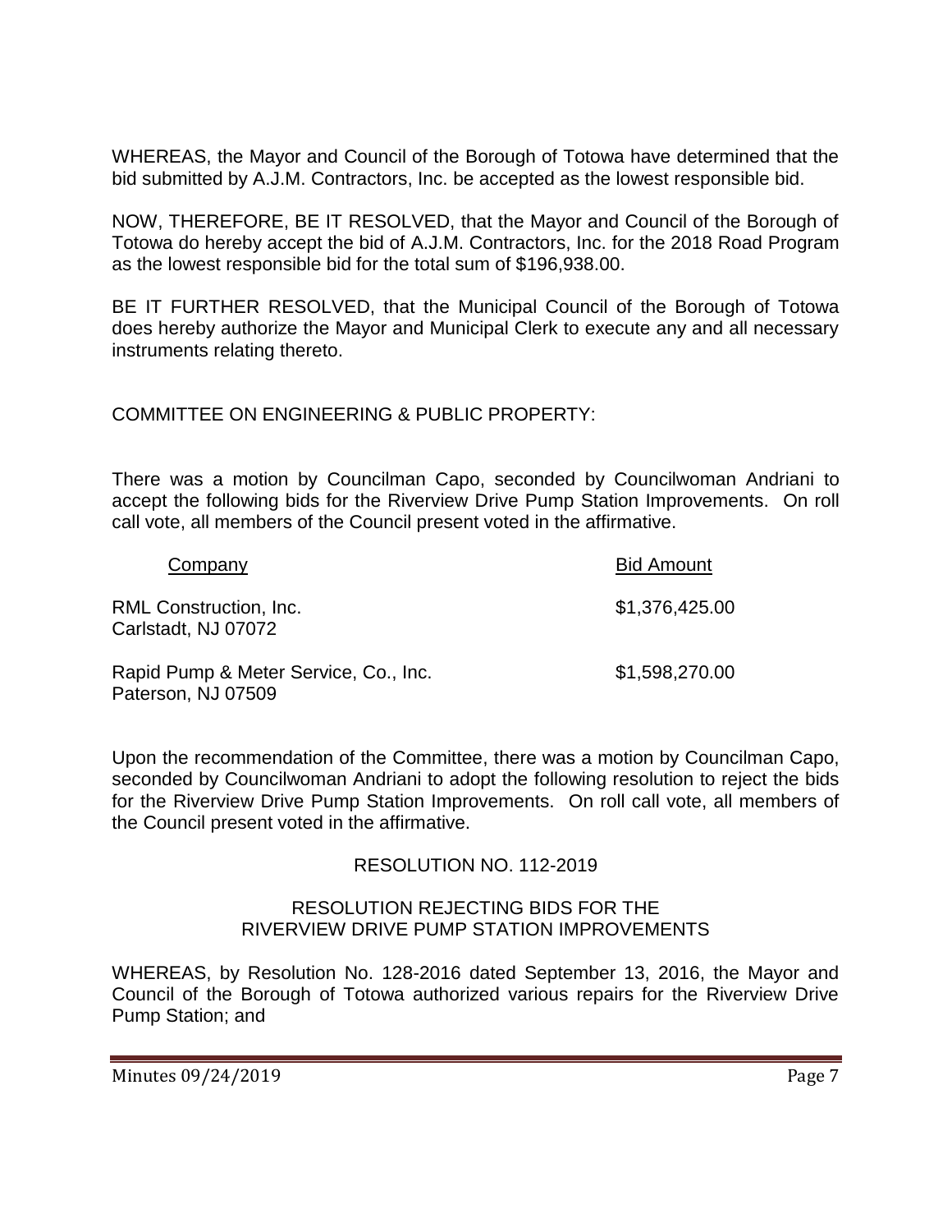WHEREAS, the Mayor and Council of the Borough of Totowa have determined that the bid submitted by A.J.M. Contractors, Inc. be accepted as the lowest responsible bid.

NOW, THEREFORE, BE IT RESOLVED, that the Mayor and Council of the Borough of Totowa do hereby accept the bid of A.J.M. Contractors, Inc. for the 2018 Road Program as the lowest responsible bid for the total sum of $196,938.00.

BE IT FURTHER RESOLVED, that the Municipal Council of the Borough of Totowa does hereby authorize the Mayor and Municipal Clerk to execute any and all necessary instruments relating thereto.

COMMITTEE ON ENGINEERING & PUBLIC PROPERTY:

There was a motion by Councilman Capo, seconded by Councilwoman Andriani to accept the following bids for the Riverview Drive Pump Station Improvements. On roll call vote, all members of the Council present voted in the affirmative.

| Company | Bid Amount |
|---|---|
| RML Construction, Inc.<br>Carlstadt, NJ 07072 | $1,376,425.00 |
| Rapid Pump & Meter Service, Co., Inc.<br>Paterson, NJ 07509 | $1,598,270.00 |

Upon the recommendation of the Committee, there was a motion by Councilman Capo, seconded by Councilwoman Andriani to adopt the following resolution to reject the bids for the Riverview Drive Pump Station Improvements. On roll call vote, all members of the Council present voted in the affirmative.

RESOLUTION NO. 112-2019

RESOLUTION REJECTING BIDS FOR THE RIVERVIEW DRIVE PUMP STATION IMPROVEMENTS

WHEREAS, by Resolution No. 128-2016 dated September 13, 2016, the Mayor and Council of the Borough of Totowa authorized various repairs for the Riverview Drive Pump Station; and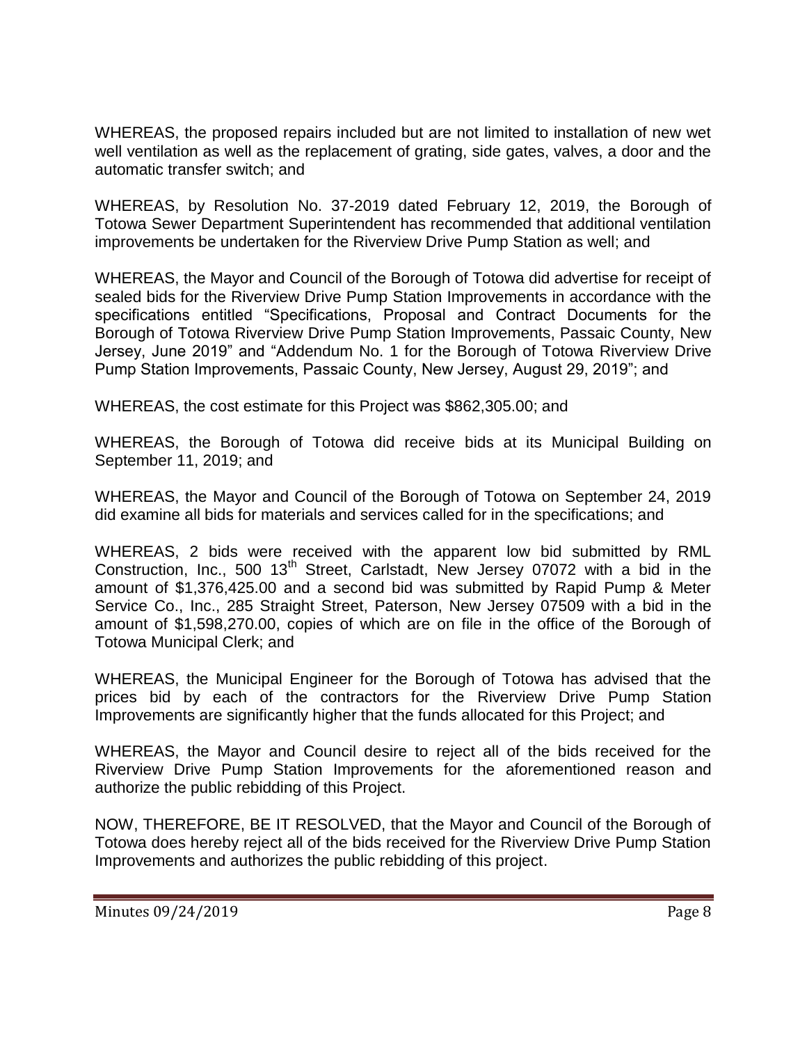WHEREAS, the proposed repairs included but are not limited to installation of new wet well ventilation as well as the replacement of grating, side gates, valves, a door and the automatic transfer switch; and

WHEREAS, by Resolution No. 37-2019 dated February 12, 2019, the Borough of Totowa Sewer Department Superintendent has recommended that additional ventilation improvements be undertaken for the Riverview Drive Pump Station as well; and

WHEREAS, the Mayor and Council of the Borough of Totowa did advertise for receipt of sealed bids for the Riverview Drive Pump Station Improvements in accordance with the specifications entitled "Specifications, Proposal and Contract Documents for the Borough of Totowa Riverview Drive Pump Station Improvements, Passaic County, New Jersey, June 2019" and "Addendum No. 1 for the Borough of Totowa Riverview Drive Pump Station Improvements, Passaic County, New Jersey, August 29, 2019"; and

WHEREAS, the cost estimate for this Project was $862,305.00; and

WHEREAS, the Borough of Totowa did receive bids at its Municipal Building on September 11, 2019; and

WHEREAS, the Mayor and Council of the Borough of Totowa on September 24, 2019 did examine all bids for materials and services called for in the specifications; and

WHEREAS, 2 bids were received with the apparent low bid submitted by RML Construction, Inc., 500 13th Street, Carlstadt, New Jersey 07072 with a bid in the amount of $1,376,425.00 and a second bid was submitted by Rapid Pump & Meter Service Co., Inc., 285 Straight Street, Paterson, New Jersey 07509 with a bid in the amount of $1,598,270.00, copies of which are on file in the office of the Borough of Totowa Municipal Clerk; and

WHEREAS, the Municipal Engineer for the Borough of Totowa has advised that the prices bid by each of the contractors for the Riverview Drive Pump Station Improvements are significantly higher that the funds allocated for this Project; and

WHEREAS, the Mayor and Council desire to reject all of the bids received for the Riverview Drive Pump Station Improvements for the aforementioned reason and authorize the public rebidding of this Project.

NOW, THEREFORE, BE IT RESOLVED, that the Mayor and Council of the Borough of Totowa does hereby reject all of the bids received for the Riverview Drive Pump Station Improvements and authorizes the public rebidding of this project.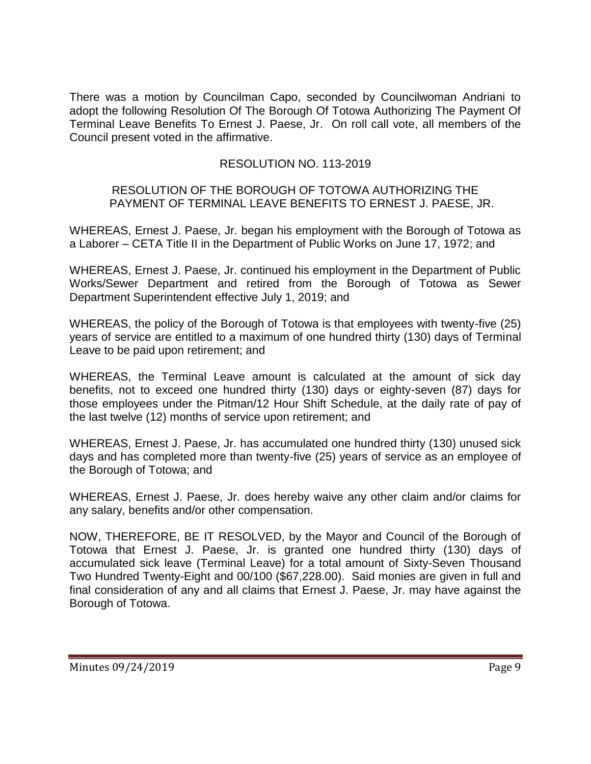There was a motion by Councilman Capo, seconded by Councilwoman Andriani to adopt the following Resolution Of The Borough Of Totowa Authorizing The Payment Of Terminal Leave Benefits To Ernest J. Paese, Jr. On roll call vote, all members of the Council present voted in the affirmative.

RESOLUTION NO. 113-2019

RESOLUTION OF THE BOROUGH OF TOTOWA AUTHORIZING THE PAYMENT OF TERMINAL LEAVE BENEFITS TO ERNEST J. PAESE, JR.

WHEREAS, Ernest J. Paese, Jr. began his employment with the Borough of Totowa as a Laborer – CETA Title II in the Department of Public Works on June 17, 1972; and

WHEREAS, Ernest J. Paese, Jr. continued his employment in the Department of Public Works/Sewer Department and retired from the Borough of Totowa as Sewer Department Superintendent effective July 1, 2019; and

WHEREAS, the policy of the Borough of Totowa is that employees with twenty-five (25) years of service are entitled to a maximum of one hundred thirty (130) days of Terminal Leave to be paid upon retirement; and

WHEREAS, the Terminal Leave amount is calculated at the amount of sick day benefits, not to exceed one hundred thirty (130) days or eighty-seven (87) days for those employees under the Pitman/12 Hour Shift Schedule, at the daily rate of pay of the last twelve (12) months of service upon retirement; and

WHEREAS, Ernest J. Paese, Jr. has accumulated one hundred thirty (130) unused sick days and has completed more than twenty-five (25) years of service as an employee of the Borough of Totowa; and

WHEREAS, Ernest J. Paese, Jr. does hereby waive any other claim and/or claims for any salary, benefits and/or other compensation.

NOW, THEREFORE, BE IT RESOLVED, by the Mayor and Council of the Borough of Totowa that Ernest J. Paese, Jr. is granted one hundred thirty (130) days of accumulated sick leave (Terminal Leave) for a total amount of Sixty-Seven Thousand Two Hundred Twenty-Eight and 00/100 ($67,228.00). Said monies are given in full and final consideration of any and all claims that Ernest J. Paese, Jr. may have against the Borough of Totowa.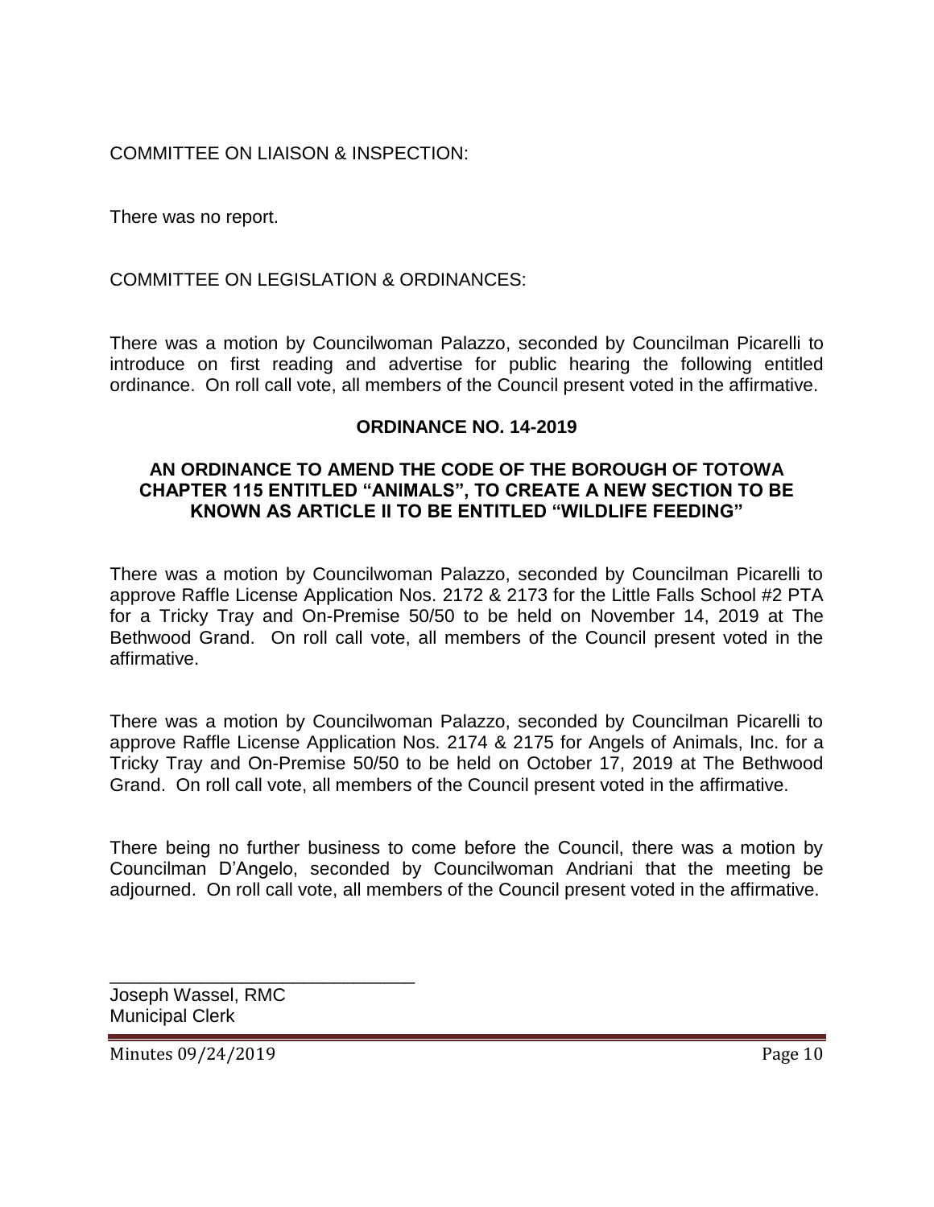COMMITTEE ON LIAISON & INSPECTION:

There was no report.

COMMITTEE ON LEGISLATION & ORDINANCES:

There was a motion by Councilwoman Palazzo, seconded by Councilman Picarelli to introduce on first reading and advertise for public hearing the following entitled ordinance. On roll call vote, all members of the Council present voted in the affirmative.

**ORDINANCE NO. 14-2019**

**AN ORDINANCE TO AMEND THE CODE OF THE BOROUGH OF TOTOWA CHAPTER 115 ENTITLED "ANIMALS", TO CREATE A NEW SECTION TO BE KNOWN AS ARTICLE II TO BE ENTITLED "WILDLIFE FEEDING"**

There was a motion by Councilwoman Palazzo, seconded by Councilman Picarelli to approve Raffle License Application Nos. 2172 & 2173 for the Little Falls School #2 PTA for a Tricky Tray and On-Premise 50/50 to be held on November 14, 2019 at The Bethwood Grand. On roll call vote, all members of the Council present voted in the affirmative.

There was a motion by Councilwoman Palazzo, seconded by Councilman Picarelli to approve Raffle License Application Nos. 2174 & 2175 for Angels of Animals, Inc. for a Tricky Tray and On-Premise 50/50 to be held on October 17, 2019 at The Bethwood Grand. On roll call vote, all members of the Council present voted in the affirmative.

There being no further business to come before the Council, there was a motion by Councilman D'Angelo, seconded by Councilwoman Andriani that the meeting be adjourned. On roll call vote, all members of the Council present voted in the affirmative.

\_\_\_\_\_\_\_\_\_\_\_\_\_\_\_\_\_\_\_\_\_\_\_\_\_\_\_\_\_\_

Joseph Wassel, RMC
Municipal Clerk